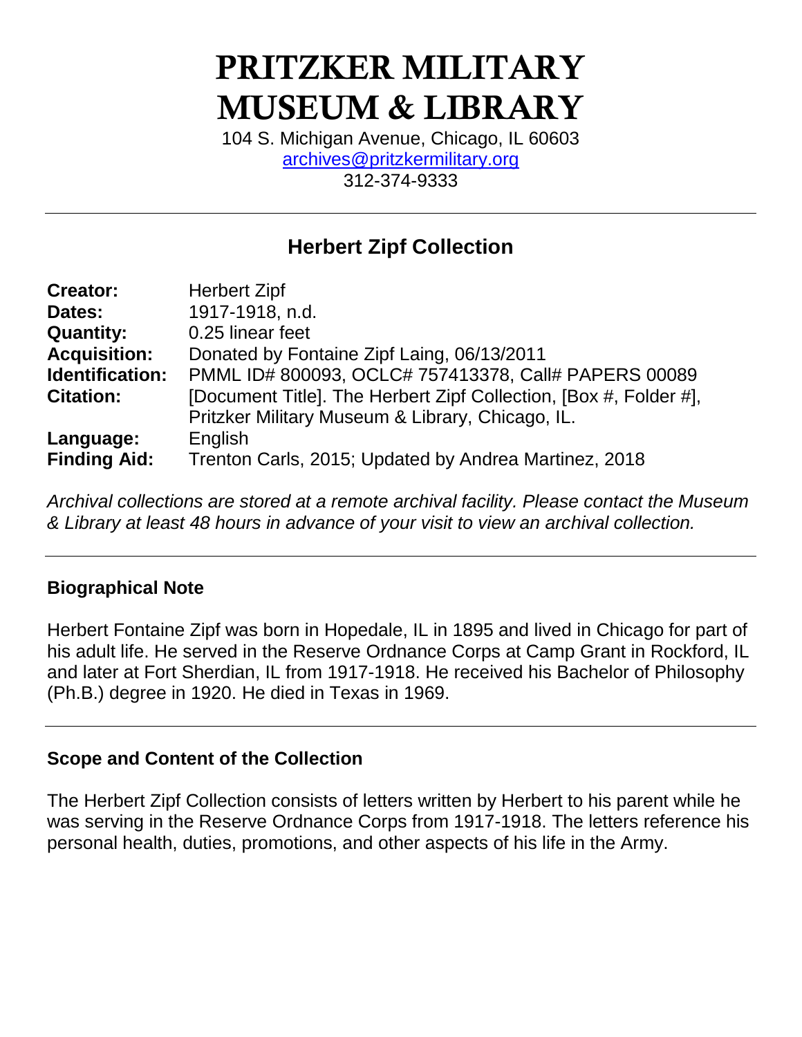# PRITZKER MILITARY MUSEUM & LIBRARY

104 S. Michigan Avenue, Chicago, IL 60603
archives@pritzkermilitary.org
312-374-9333

---

## Herbert Zipf Collection

| | |
|---|---|
| **Creator:** | Herbert Zipf |
| **Dates:** | 1917-1918, n.d. |
| **Quantity:** | 0.25 linear feet |
| **Acquisition:** | Donated by Fontaine Zipf Laing, 06/13/2011 |
| **Identification:** | PMML ID# 800093, OCLC# 757413378, Call# PAPERS 00089 |
| **Citation:** | [Document Title]. The Herbert Zipf Collection, [Box #, Folder #], Pritzker Military Museum & Library, Chicago, IL. |
| **Language:** | English |
| **Finding Aid:** | Trenton Carls, 2015; Updated by Andrea Martinez, 2018 |

*Archival collections are stored at a remote archival facility. Please contact the Museum & Library at least 48 hours in advance of your visit to view an archival collection.*

---

### Biographical Note

Herbert Fontaine Zipf was born in Hopedale, IL in 1895 and lived in Chicago for part of his adult life. He served in the Reserve Ordnance Corps at Camp Grant in Rockford, IL and later at Fort Sherdian, IL from 1917-1918. He received his Bachelor of Philosophy (Ph.B.) degree in 1920. He died in Texas in 1969.

---

### Scope and Content of the Collection

The Herbert Zipf Collection consists of letters written by Herbert to his parent while he was serving in the Reserve Ordnance Corps from 1917-1918. The letters reference his personal health, duties, promotions, and other aspects of his life in the Army.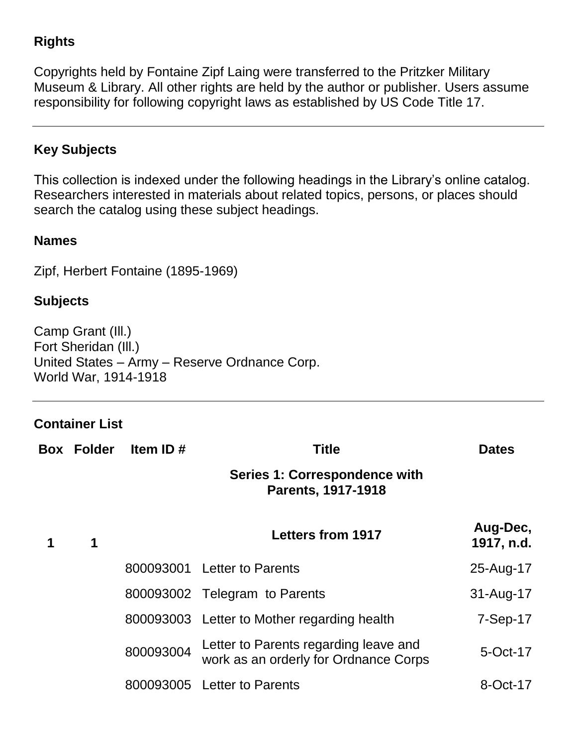## Rights

Copyrights held by Fontaine Zipf Laing were transferred to the Pritzker Military Museum & Library. All other rights are held by the author or publisher. Users assume responsibility for following copyright laws as established by US Code Title 17.

---

## Key Subjects

This collection is indexed under the following headings in the Library's online catalog. Researchers interested in materials about related topics, persons, or places should search the catalog using these subject headings.

### Names

Zipf, Herbert Fontaine (1895-1969)

### Subjects

Camp Grant (Ill.)
Fort Sheridan (Ill.)
United States – Army – Reserve Ordnance Corp.
World War, 1914-1918

---

## Container List

| Box | Folder | Item ID # | Title | Dates |
|---|---|---|---|---|
| | | | **Series 1: Correspondence with Parents, 1917-1918** | |
| **1** | **1** | | **Letters from 1917** | **Aug-Dec, 1917, n.d.** |
| | | 800093001 | Letter to Parents | 25-Aug-17 |
| | | 800093002 | Telegram to Parents | 31-Aug-17 |
| | | 800093003 | Letter to Mother regarding health | 7-Sep-17 |
| | | 800093004 | Letter to Parents regarding leave and work as an orderly for Ordnance Corps | 5-Oct-17 |
| | | 800093005 | Letter to Parents | 8-Oct-17 |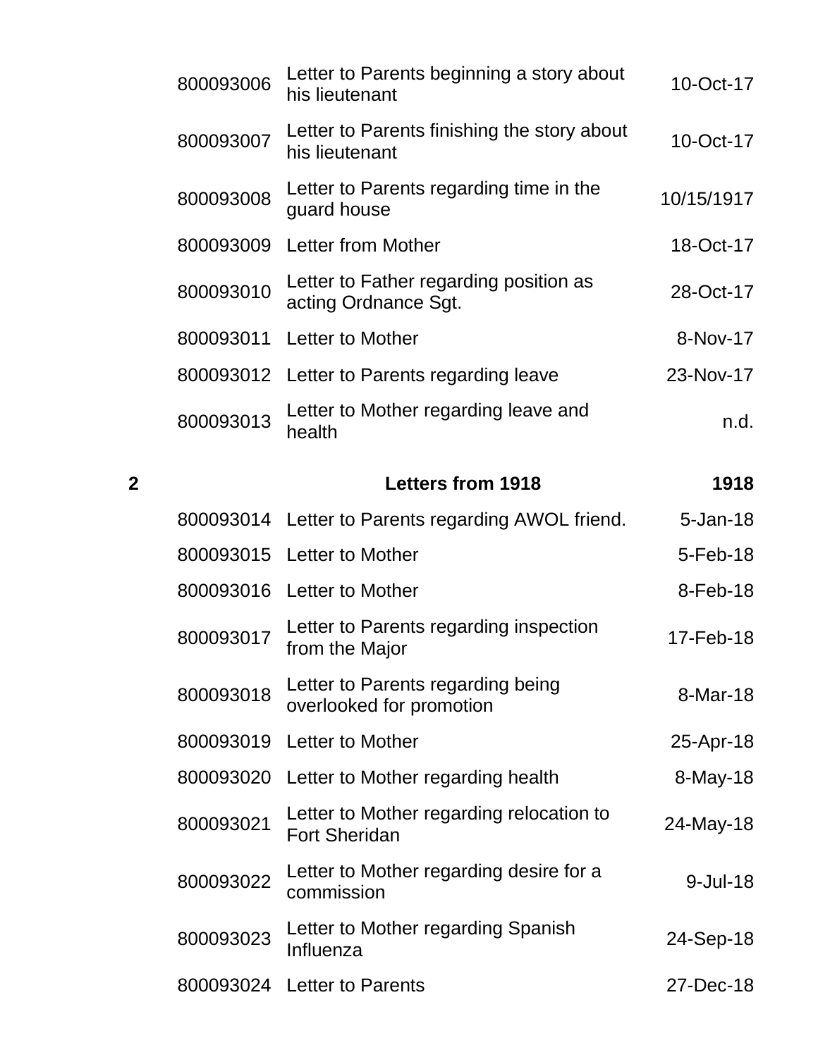| | | | |
|---|---|---|---|
| | 800093006 | Letter to Parents beginning a story about his lieutenant | 10-Oct-17 |
| | 800093007 | Letter to Parents finishing the story about his lieutenant | 10-Oct-17 |
| | 800093008 | Letter to Parents regarding time in the guard house | 10/15/1917 |
| | 800093009 | Letter from Mother | 18-Oct-17 |
| | 800093010 | Letter to Father regarding position as acting Ordnance Sgt. | 28-Oct-17 |
| | 800093011 | Letter to Mother | 8-Nov-17 |
| | 800093012 | Letter to Parents regarding leave | 23-Nov-17 |
| | 800093013 | Letter to Mother regarding leave and health | n.d. |
| **2** | | **Letters from 1918** | **1918** |
| | 800093014 | Letter to Parents regarding AWOL friend. | 5-Jan-18 |
| | 800093015 | Letter to Mother | 5-Feb-18 |
| | 800093016 | Letter to Mother | 8-Feb-18 |
| | 800093017 | Letter to Parents regarding inspection from the Major | 17-Feb-18 |
| | 800093018 | Letter to Parents regarding being overlooked for promotion | 8-Mar-18 |
| | 800093019 | Letter to Mother | 25-Apr-18 |
| | 800093020 | Letter to Mother regarding health | 8-May-18 |
| | 800093021 | Letter to Mother regarding relocation to Fort Sheridan | 24-May-18 |
| | 800093022 | Letter to Mother regarding desire for a commission | 9-Jul-18 |
| | 800093023 | Letter to Mother regarding Spanish Influenza | 24-Sep-18 |
| | 800093024 | Letter to Parents | 27-Dec-18 |